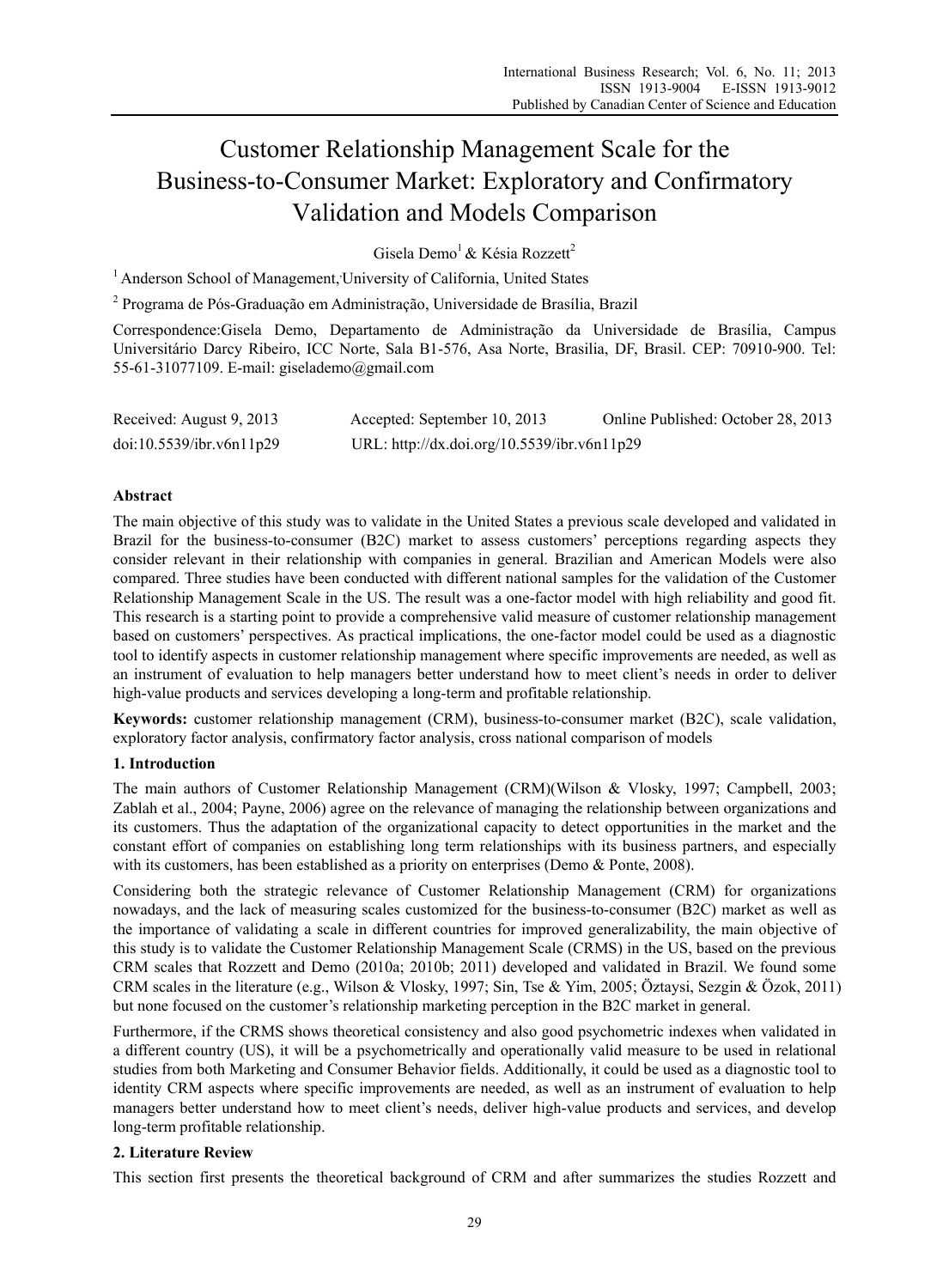# Customer Relationship Management Scale for the Business-to-Consumer Market: Exploratory and Confirmatory Validation and Models Comparison

Gisela Demo[1] & Késia Rozzett[2]

[1] Anderson School of Management, University of California, United States

[2] Programa de Pós-Graduação em Administração, Universidade de Brasília, Brazil

Correspondence:Gisela Demo, Departamento de Administração da Universidade de Brasília, Campus Universitário Darcy Ribeiro, ICC Norte, Sala B1-576, Asa Norte, Brasilia, DF, Brasil. CEP: 70910-900. Tel: 55-61-31077109. E-mail: giselademo@gmail.com

Received: August 9, 2013 Accepted: September 10, 2013 Online Published: October 28, 2013

doi:10.5539/ibr.v6n11p29 URL: http://dx.doi.org/10.5539/ibr.v6n11p29

## Abstract

The main objective of this study was to validate in the United States a previous scale developed and validated in Brazil for the business-to-consumer (B2C) market to assess customers' perceptions regarding aspects they consider relevant in their relationship with companies in general. Brazilian and American Models were also compared. Three studies have been conducted with different national samples for the validation of the Customer Relationship Management Scale in the US. The result was a one-factor model with high reliability and good fit. This research is a starting point to provide a comprehensive valid measure of customer relationship management based on customers' perspectives. As practical implications, the one-factor model could be used as a diagnostic tool to identify aspects in customer relationship management where specific improvements are needed, as well as an instrument of evaluation to help managers better understand how to meet client's needs in order to deliver high-value products and services developing a long-term and profitable relationship.

**Keywords:** customer relationship management (CRM), business-to-consumer market (B2C), scale validation, exploratory factor analysis, confirmatory factor analysis, cross national comparison of models

## 1. Introduction

The main authors of Customer Relationship Management (CRM)(Wilson & Vlosky, 1997; Campbell, 2003; Zablah et al., 2004; Payne, 2006) agree on the relevance of managing the relationship between organizations and its customers. Thus the adaptation of the organizational capacity to detect opportunities in the market and the constant effort of companies on establishing long term relationships with its business partners, and especially with its customers, has been established as a priority on enterprises (Demo & Ponte, 2008).

Considering both the strategic relevance of Customer Relationship Management (CRM) for organizations nowadays, and the lack of measuring scales customized for the business-to-consumer (B2C) market as well as the importance of validating a scale in different countries for improved generalizability, the main objective of this study is to validate the Customer Relationship Management Scale (CRMS) in the US, based on the previous CRM scales that Rozzett and Demo (2010a; 2010b; 2011) developed and validated in Brazil. We found some CRM scales in the literature (e.g., Wilson & Vlosky, 1997; Sin, Tse & Yim, 2005; Öztaysi, Sezgin & Özok, 2011) but none focused on the customer's relationship marketing perception in the B2C market in general.

Furthermore, if the CRMS shows theoretical consistency and also good psychometric indexes when validated in a different country (US), it will be a psychometrically and operationally valid measure to be used in relational studies from both Marketing and Consumer Behavior fields. Additionally, it could be used as a diagnostic tool to identity CRM aspects where specific improvements are needed, as well as an instrument of evaluation to help managers better understand how to meet client's needs, deliver high-value products and services, and develop long-term profitable relationship.

## 2. Literature Review

This section first presents the theoretical background of CRM and after summarizes the studies Rozzett and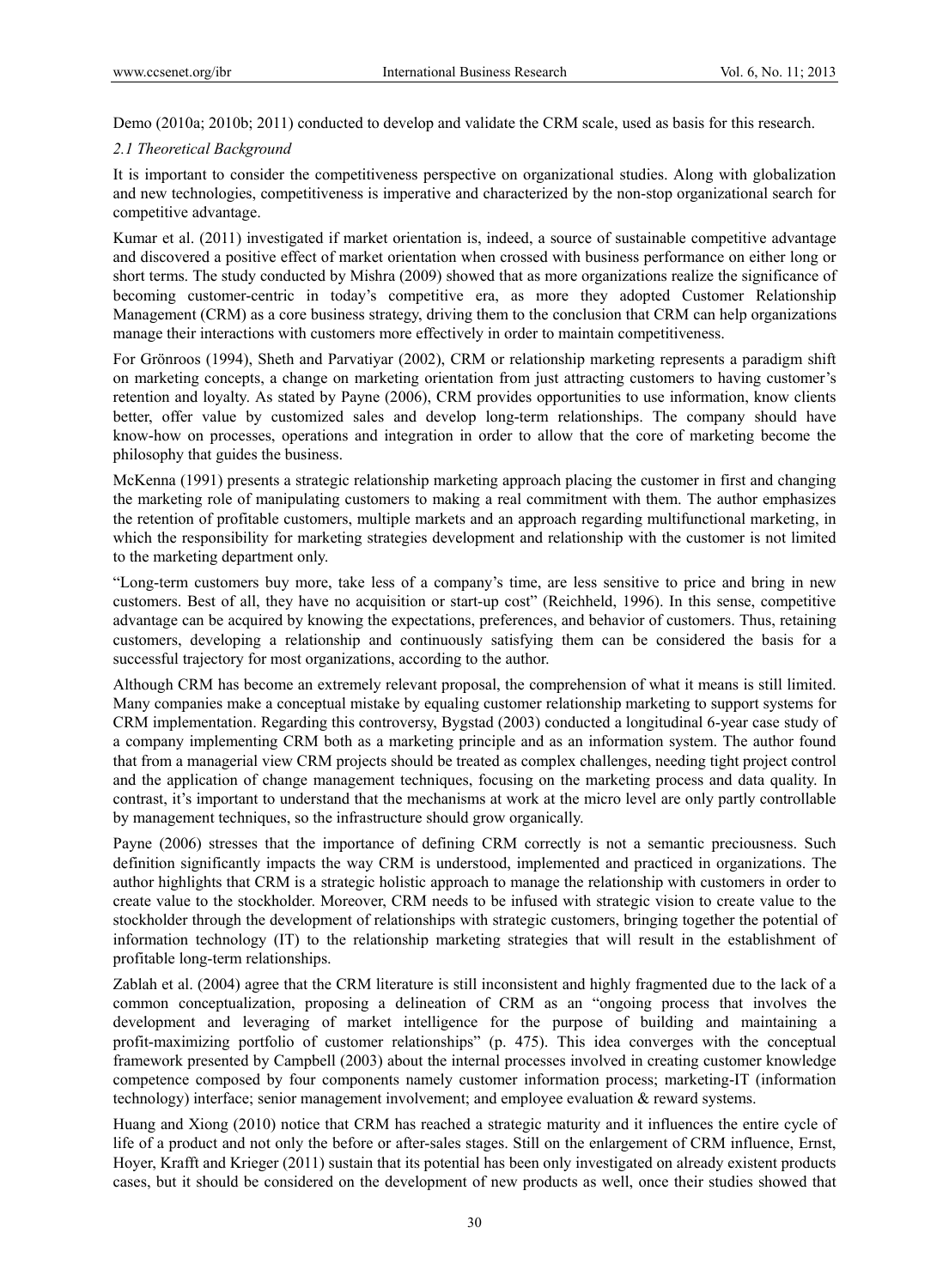Demo (2010a; 2010b; 2011) conducted to develop and validate the CRM scale, used as basis for this research.

### *2.1 Theoretical Background*

It is important to consider the competitiveness perspective on organizational studies. Along with globalization and new technologies, competitiveness is imperative and characterized by the non-stop organizational search for competitive advantage.

Kumar et al. (2011) investigated if market orientation is, indeed, a source of sustainable competitive advantage and discovered a positive effect of market orientation when crossed with business performance on either long or short terms. The study conducted by Mishra (2009) showed that as more organizations realize the significance of becoming customer-centric in today's competitive era, as more they adopted Customer Relationship Management (CRM) as a core business strategy, driving them to the conclusion that CRM can help organizations manage their interactions with customers more effectively in order to maintain competitiveness.

For Grönroos (1994), Sheth and Parvatiyar (2002), CRM or relationship marketing represents a paradigm shift on marketing concepts, a change on marketing orientation from just attracting customers to having customer's retention and loyalty. As stated by Payne (2006), CRM provides opportunities to use information, know clients better, offer value by customized sales and develop long-term relationships. The company should have know-how on processes, operations and integration in order to allow that the core of marketing become the philosophy that guides the business.

McKenna (1991) presents a strategic relationship marketing approach placing the customer in first and changing the marketing role of manipulating customers to making a real commitment with them. The author emphasizes the retention of profitable customers, multiple markets and an approach regarding multifunctional marketing, in which the responsibility for marketing strategies development and relationship with the customer is not limited to the marketing department only.

"Long-term customers buy more, take less of a company's time, are less sensitive to price and bring in new customers. Best of all, they have no acquisition or start-up cost" (Reichheld, 1996). In this sense, competitive advantage can be acquired by knowing the expectations, preferences, and behavior of customers. Thus, retaining customers, developing a relationship and continuously satisfying them can be considered the basis for a successful trajectory for most organizations, according to the author.

Although CRM has become an extremely relevant proposal, the comprehension of what it means is still limited. Many companies make a conceptual mistake by equaling customer relationship marketing to support systems for CRM implementation. Regarding this controversy, Bygstad (2003) conducted a longitudinal 6-year case study of a company implementing CRM both as a marketing principle and as an information system. The author found that from a managerial view CRM projects should be treated as complex challenges, needing tight project control and the application of change management techniques, focusing on the marketing process and data quality. In contrast, it's important to understand that the mechanisms at work at the micro level are only partly controllable by management techniques, so the infrastructure should grow organically.

Payne (2006) stresses that the importance of defining CRM correctly is not a semantic preciousness. Such definition significantly impacts the way CRM is understood, implemented and practiced in organizations. The author highlights that CRM is a strategic holistic approach to manage the relationship with customers in order to create value to the stockholder. Moreover, CRM needs to be infused with strategic vision to create value to the stockholder through the development of relationships with strategic customers, bringing together the potential of information technology (IT) to the relationship marketing strategies that will result in the establishment of profitable long-term relationships.

Zablah et al. (2004) agree that the CRM literature is still inconsistent and highly fragmented due to the lack of a common conceptualization, proposing a delineation of CRM as an "ongoing process that involves the development and leveraging of market intelligence for the purpose of building and maintaining a profit-maximizing portfolio of customer relationships" (p. 475). This idea converges with the conceptual framework presented by Campbell (2003) about the internal processes involved in creating customer knowledge competence composed by four components namely customer information process; marketing-IT (information technology) interface; senior management involvement; and employee evaluation & reward systems.

Huang and Xiong (2010) notice that CRM has reached a strategic maturity and it influences the entire cycle of life of a product and not only the before or after-sales stages. Still on the enlargement of CRM influence, Ernst, Hoyer, Krafft and Krieger (2011) sustain that its potential has been only investigated on already existent products cases, but it should be considered on the development of new products as well, once their studies showed that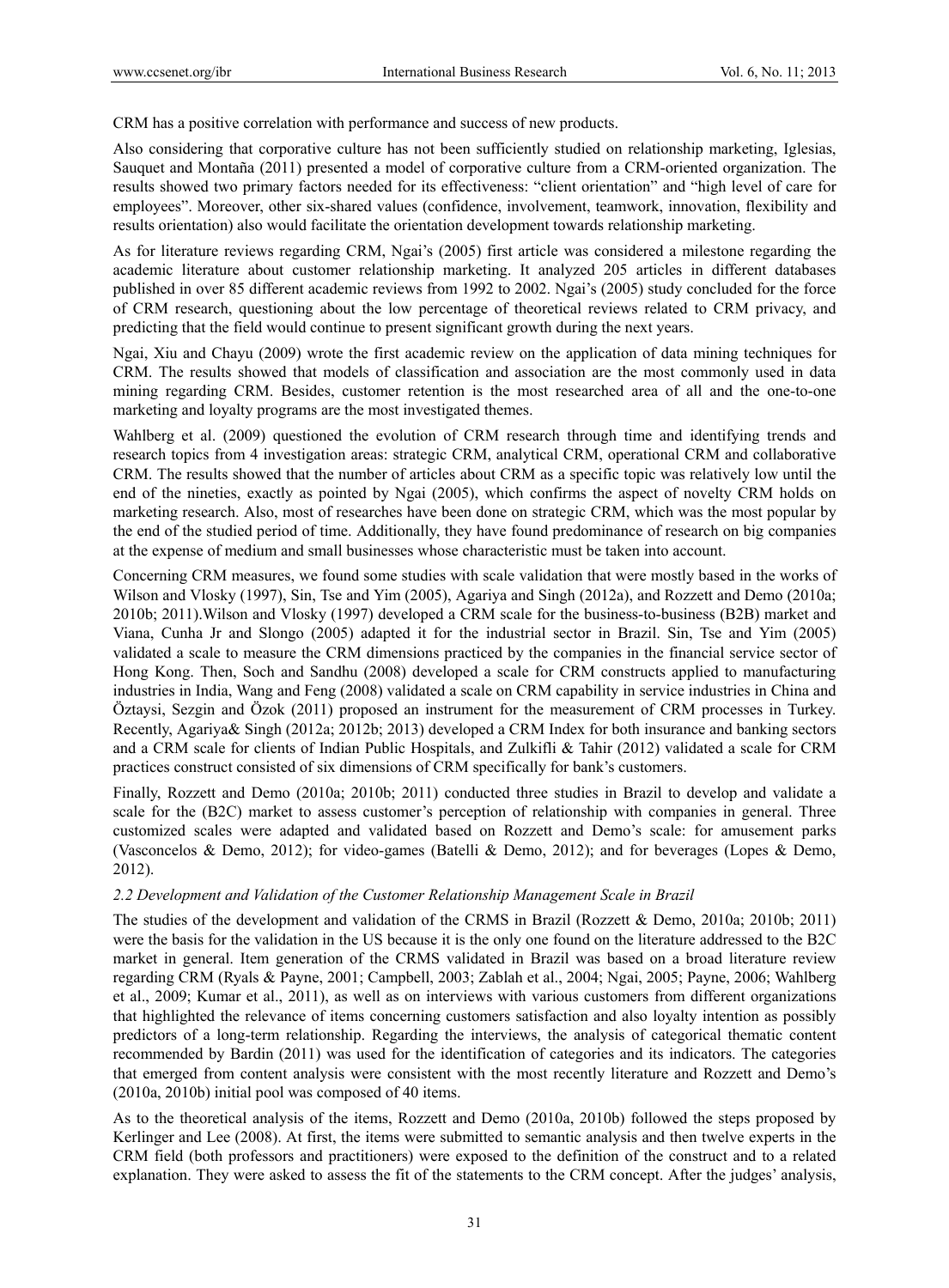CRM has a positive correlation with performance and success of new products.

Also considering that corporative culture has not been sufficiently studied on relationship marketing, Iglesias, Sauquet and Montaña (2011) presented a model of corporative culture from a CRM-oriented organization. The results showed two primary factors needed for its effectiveness: "client orientation" and "high level of care for employees". Moreover, other six-shared values (confidence, involvement, teamwork, innovation, flexibility and results orientation) also would facilitate the orientation development towards relationship marketing.

As for literature reviews regarding CRM, Ngai's (2005) first article was considered a milestone regarding the academic literature about customer relationship marketing. It analyzed 205 articles in different databases published in over 85 different academic reviews from 1992 to 2002. Ngai's (2005) study concluded for the force of CRM research, questioning about the low percentage of theoretical reviews related to CRM privacy, and predicting that the field would continue to present significant growth during the next years.

Ngai, Xiu and Chayu (2009) wrote the first academic review on the application of data mining techniques for CRM. The results showed that models of classification and association are the most commonly used in data mining regarding CRM. Besides, customer retention is the most researched area of all and the one-to-one marketing and loyalty programs are the most investigated themes.

Wahlberg et al. (2009) questioned the evolution of CRM research through time and identifying trends and research topics from 4 investigation areas: strategic CRM, analytical CRM, operational CRM and collaborative CRM. The results showed that the number of articles about CRM as a specific topic was relatively low until the end of the nineties, exactly as pointed by Ngai (2005), which confirms the aspect of novelty CRM holds on marketing research. Also, most of researches have been done on strategic CRM, which was the most popular by the end of the studied period of time. Additionally, they have found predominance of research on big companies at the expense of medium and small businesses whose characteristic must be taken into account.

Concerning CRM measures, we found some studies with scale validation that were mostly based in the works of Wilson and Vlosky (1997), Sin, Tse and Yim (2005), Agariya and Singh (2012a), and Rozzett and Demo (2010a; 2010b; 2011).Wilson and Vlosky (1997) developed a CRM scale for the business-to-business (B2B) market and Viana, Cunha Jr and Slongo (2005) adapted it for the industrial sector in Brazil. Sin, Tse and Yim (2005) validated a scale to measure the CRM dimensions practiced by the companies in the financial service sector of Hong Kong. Then, Soch and Sandhu (2008) developed a scale for CRM constructs applied to manufacturing industries in India, Wang and Feng (2008) validated a scale on CRM capability in service industries in China and Öztaysi, Sezgin and Özok (2011) proposed an instrument for the measurement of CRM processes in Turkey. Recently, Agariya& Singh (2012a; 2012b; 2013) developed a CRM Index for both insurance and banking sectors and a CRM scale for clients of Indian Public Hospitals, and Zulkifli & Tahir (2012) validated a scale for CRM practices construct consisted of six dimensions of CRM specifically for bank's customers.

Finally, Rozzett and Demo (2010a; 2010b; 2011) conducted three studies in Brazil to develop and validate a scale for the (B2C) market to assess customer's perception of relationship with companies in general. Three customized scales were adapted and validated based on Rozzett and Demo's scale: for amusement parks (Vasconcelos & Demo, 2012); for video-games (Batelli & Demo, 2012); and for beverages (Lopes & Demo, 2012).

### *2.2 Development and Validation of the Customer Relationship Management Scale in Brazil*

The studies of the development and validation of the CRMS in Brazil (Rozzett & Demo, 2010a; 2010b; 2011) were the basis for the validation in the US because it is the only one found on the literature addressed to the B2C market in general. Item generation of the CRMS validated in Brazil was based on a broad literature review regarding CRM (Ryals & Payne, 2001; Campbell, 2003; Zablah et al., 2004; Ngai, 2005; Payne, 2006; Wahlberg et al., 2009; Kumar et al., 2011), as well as on interviews with various customers from different organizations that highlighted the relevance of items concerning customers satisfaction and also loyalty intention as possibly predictors of a long-term relationship. Regarding the interviews, the analysis of categorical thematic content recommended by Bardin (2011) was used for the identification of categories and its indicators. The categories that emerged from content analysis were consistent with the most recently literature and Rozzett and Demo's (2010a, 2010b) initial pool was composed of 40 items.

As to the theoretical analysis of the items, Rozzett and Demo (2010a, 2010b) followed the steps proposed by Kerlinger and Lee (2008). At first, the items were submitted to semantic analysis and then twelve experts in the CRM field (both professors and practitioners) were exposed to the definition of the construct and to a related explanation. They were asked to assess the fit of the statements to the CRM concept. After the judges' analysis,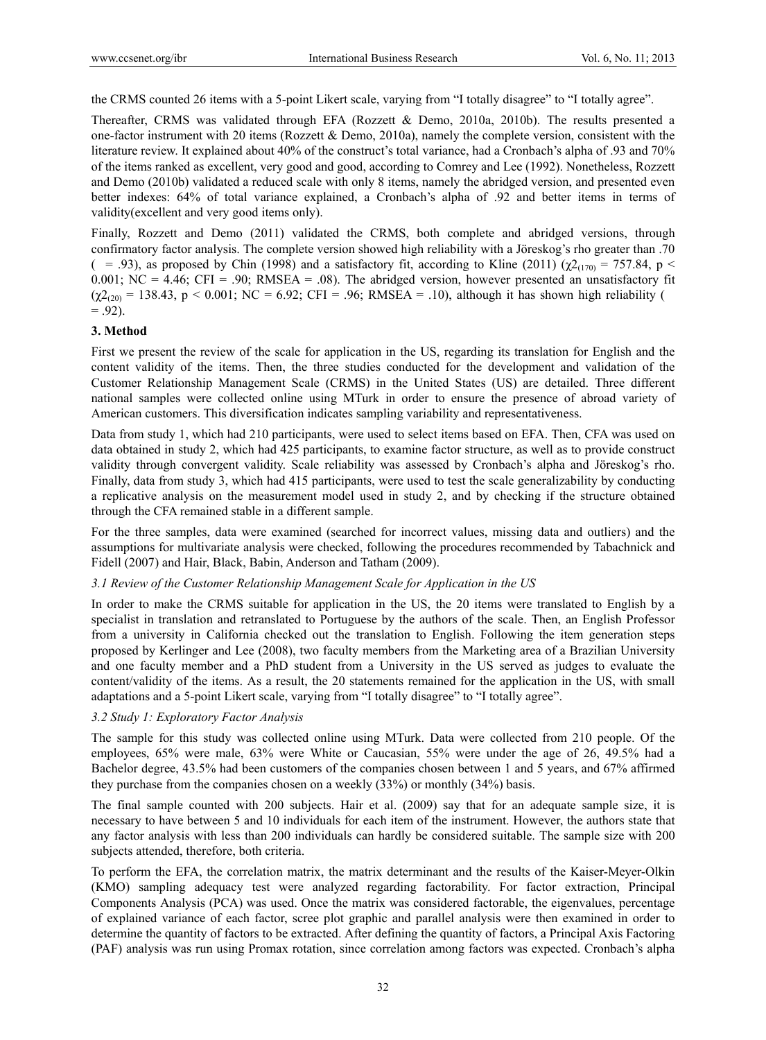the CRMS counted 26 items with a 5-point Likert scale, varying from "I totally disagree" to "I totally agree".

Thereafter, CRMS was validated through EFA (Rozzett & Demo, 2010a, 2010b). The results presented a one-factor instrument with 20 items (Rozzett & Demo, 2010a), namely the complete version, consistent with the literature review. It explained about 40% of the construct's total variance, had a Cronbach's alpha of .93 and 70% of the items ranked as excellent, very good and good, according to Comrey and Lee (1992). Nonetheless, Rozzett and Demo (2010b) validated a reduced scale with only 8 items, namely the abridged version, and presented even better indexes: 64% of total variance explained, a Cronbach's alpha of .92 and better items in terms of validity(excellent and very good items only).

Finally, Rozzett and Demo (2011) validated the CRMS, both complete and abridged versions, through confirmatory factor analysis. The complete version showed high reliability with a Jöreskog's rho greater than .70 ( = .93), as proposed by Chin (1998) and a satisfactory fit, according to Kline (2011) ($\chi2_{(170)} = 757.84$, $p < 0.001$; NC = 4.46; CFI = .90; RMSEA = .08). The abridged version, however presented an unsatisfactory fit ($\chi2_{(20)} = 138.43$, $p < 0.001$; NC = 6.92; CFI = .96; RMSEA = .10), although it has shown high reliability ( = .92).

## 3. Method

First we present the review of the scale for application in the US, regarding its translation for English and the content validity of the items. Then, the three studies conducted for the development and validation of the Customer Relationship Management Scale (CRMS) in the United States (US) are detailed. Three different national samples were collected online using MTurk in order to ensure the presence of abroad variety of American customers. This diversification indicates sampling variability and representativeness.

Data from study 1, which had 210 participants, were used to select items based on EFA. Then, CFA was used on data obtained in study 2, which had 425 participants, to examine factor structure, as well as to provide construct validity through convergent validity. Scale reliability was assessed by Cronbach's alpha and Jöreskog's rho. Finally, data from study 3, which had 415 participants, were used to test the scale generalizability by conducting a replicative analysis on the measurement model used in study 2, and by checking if the structure obtained through the CFA remained stable in a different sample.

For the three samples, data were examined (searched for incorrect values, missing data and outliers) and the assumptions for multivariate analysis were checked, following the procedures recommended by Tabachnick and Fidell (2007) and Hair, Black, Babin, Anderson and Tatham (2009).

### *3.1 Review of the Customer Relationship Management Scale for Application in the US*

In order to make the CRMS suitable for application in the US, the 20 items were translated to English by a specialist in translation and retranslated to Portuguese by the authors of the scale. Then, an English Professor from a university in California checked out the translation to English. Following the item generation steps proposed by Kerlinger and Lee (2008), two faculty members from the Marketing area of a Brazilian University and one faculty member and a PhD student from a University in the US served as judges to evaluate the content/validity of the items. As a result, the 20 statements remained for the application in the US, with small adaptations and a 5-point Likert scale, varying from "I totally disagree" to "I totally agree".

### *3.2 Study 1: Exploratory Factor Analysis*

The sample for this study was collected online using MTurk. Data were collected from 210 people. Of the employees, 65% were male, 63% were White or Caucasian, 55% were under the age of 26, 49.5% had a Bachelor degree, 43.5% had been customers of the companies chosen between 1 and 5 years, and 67% affirmed they purchase from the companies chosen on a weekly (33%) or monthly (34%) basis.

The final sample counted with 200 subjects. Hair et al. (2009) say that for an adequate sample size, it is necessary to have between 5 and 10 individuals for each item of the instrument. However, the authors state that any factor analysis with less than 200 individuals can hardly be considered suitable. The sample size with 200 subjects attended, therefore, both criteria.

To perform the EFA, the correlation matrix, the matrix determinant and the results of the Kaiser-Meyer-Olkin (KMO) sampling adequacy test were analyzed regarding factorability. For factor extraction, Principal Components Analysis (PCA) was used. Once the matrix was considered factorable, the eigenvalues, percentage of explained variance of each factor, scree plot graphic and parallel analysis were then examined in order to determine the quantity of factors to be extracted. After defining the quantity of factors, a Principal Axis Factoring (PAF) analysis was run using Promax rotation, since correlation among factors was expected. Cronbach's alpha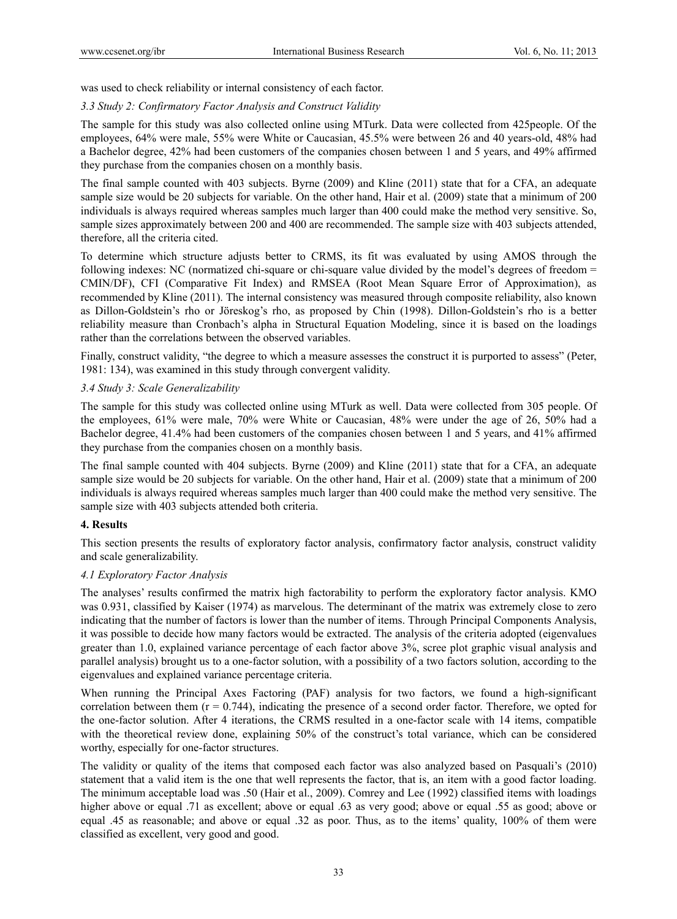was used to check reliability or internal consistency of each factor.

### *3.3 Study 2: Confirmatory Factor Analysis and Construct Validity*

The sample for this study was also collected online using MTurk. Data were collected from 425people. Of the employees, 64% were male, 55% were White or Caucasian, 45.5% were between 26 and 40 years-old, 48% had a Bachelor degree, 42% had been customers of the companies chosen between 1 and 5 years, and 49% affirmed they purchase from the companies chosen on a monthly basis.

The final sample counted with 403 subjects. Byrne (2009) and Kline (2011) state that for a CFA, an adequate sample size would be 20 subjects for variable. On the other hand, Hair et al. (2009) state that a minimum of 200 individuals is always required whereas samples much larger than 400 could make the method very sensitive. So, sample sizes approximately between 200 and 400 are recommended. The sample size with 403 subjects attended, therefore, all the criteria cited.

To determine which structure adjusts better to CRMS, its fit was evaluated by using AMOS through the following indexes: NC (normatized chi-square or chi-square value divided by the model's degrees of freedom = CMIN/DF), CFI (Comparative Fit Index) and RMSEA (Root Mean Square Error of Approximation), as recommended by Kline (2011). The internal consistency was measured through composite reliability, also known as Dillon-Goldstein's rho or Jöreskog's rho, as proposed by Chin (1998). Dillon-Goldstein's rho is a better reliability measure than Cronbach's alpha in Structural Equation Modeling, since it is based on the loadings rather than the correlations between the observed variables.

Finally, construct validity, "the degree to which a measure assesses the construct it is purported to assess" (Peter, 1981: 134), was examined in this study through convergent validity.

### *3.4 Study 3: Scale Generalizability*

The sample for this study was collected online using MTurk as well. Data were collected from 305 people. Of the employees, 61% were male, 70% were White or Caucasian, 48% were under the age of 26, 50% had a Bachelor degree, 41.4% had been customers of the companies chosen between 1 and 5 years, and 41% affirmed they purchase from the companies chosen on a monthly basis.

The final sample counted with 404 subjects. Byrne (2009) and Kline (2011) state that for a CFA, an adequate sample size would be 20 subjects for variable. On the other hand, Hair et al. (2009) state that a minimum of 200 individuals is always required whereas samples much larger than 400 could make the method very sensitive. The sample size with 403 subjects attended both criteria.

## **4. Results**

This section presents the results of exploratory factor analysis, confirmatory factor analysis, construct validity and scale generalizability.

### *4.1 Exploratory Factor Analysis*

The analyses' results confirmed the matrix high factorability to perform the exploratory factor analysis. KMO was 0.931, classified by Kaiser (1974) as marvelous. The determinant of the matrix was extremely close to zero indicating that the number of factors is lower than the number of items. Through Principal Components Analysis, it was possible to decide how many factors would be extracted. The analysis of the criteria adopted (eigenvalues greater than 1.0, explained variance percentage of each factor above 3%, scree plot graphic visual analysis and parallel analysis) brought us to a one-factor solution, with a possibility of a two factors solution, according to the eigenvalues and explained variance percentage criteria.

When running the Principal Axes Factoring (PAF) analysis for two factors, we found a high-significant correlation between them ($r = 0.744$), indicating the presence of a second order factor. Therefore, we opted for the one-factor solution. After 4 iterations, the CRMS resulted in a one-factor scale with 14 items, compatible with the theoretical review done, explaining 50% of the construct's total variance, which can be considered worthy, especially for one-factor structures.

The validity or quality of the items that composed each factor was also analyzed based on Pasquali's (2010) statement that a valid item is the one that well represents the factor, that is, an item with a good factor loading. The minimum acceptable load was .50 (Hair et al., 2009). Comrey and Lee (1992) classified items with loadings higher above or equal .71 as excellent; above or equal .63 as very good; above or equal .55 as good; above or equal .45 as reasonable; and above or equal .32 as poor. Thus, as to the items' quality, 100% of them were classified as excellent, very good and good.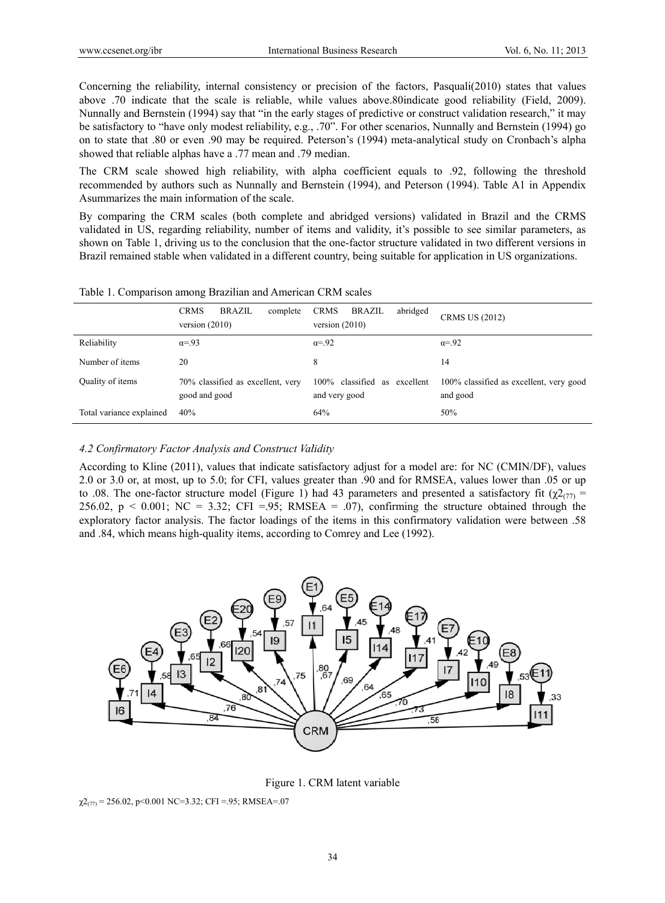Concerning the reliability, internal consistency or precision of the factors, Pasquali(2010) states that values above .70 indicate that the scale is reliable, while values above.80indicate good reliability (Field, 2009). Nunnally and Bernstein (1994) say that "in the early stages of predictive or construct validation research," it may be satisfactory to "have only modest reliability, e.g., .70". For other scenarios, Nunnally and Bernstein (1994) go on to state that .80 or even .90 may be required. Peterson's (1994) meta-analytical study on Cronbach's alpha showed that reliable alphas have a .77 mean and .79 median.

The CRM scale showed high reliability, with alpha coefficient equals to .92, following the threshold recommended by authors such as Nunnally and Bernstein (1994), and Peterson (1994). Table A1 in Appendix Asummarizes the main information of the scale.

By comparing the CRM scales (both complete and abridged versions) validated in Brazil and the CRMS validated in US, regarding reliability, number of items and validity, it's possible to see similar parameters, as shown on Table 1, driving us to the conclusion that the one-factor structure validated in two different versions in Brazil remained stable when validated in a different country, being suitable for application in US organizations.

Table 1. Comparison among Brazilian and American CRM scales

| | CRMS BRAZIL complete version (2010) | CRMS BRAZIL abridged version (2010) | CRMS US (2012) |
|---|---|---|---|
| Reliability | $\alpha$=.93 | $\alpha$=.92 | $\alpha$=.92 |
| Number of items | 20 | 8 | 14 |
| Quality of items | 70% classified as excellent, very good and good | 100% classified as excellent and very good | 100% classified as excellent, very good and good |
| Total variance explained | 40% | 64% | 50% |

### *4.2 Confirmatory Factor Analysis and Construct Validity*

According to Kline (2011), values that indicate satisfactory adjust for a model are: for NC (CMIN/DF), values 2.0 or 3.0 or, at most, up to 5.0; for CFI, values greater than .90 and for RMSEA, values lower than .05 or up to .08. The one-factor structure model (Figure 1) had 43 parameters and presented a satisfactory fit ($\chi 2_{(77)}$ = 256.02, $p < 0.001$; NC = 3.32; CFI =.95; RMSEA = .07), confirming the structure obtained through the exploratory factor analysis. The factor loadings of the items in this confirmatory validation were between .58 and .84, which means high-quality items, according to Comrey and Lee (1992).

Figure 1. CRM latent variable

$\chi 2_{(77)}$ = 256.02, p<0.001 NC=3.32; CFI =.95; RMSEA=.07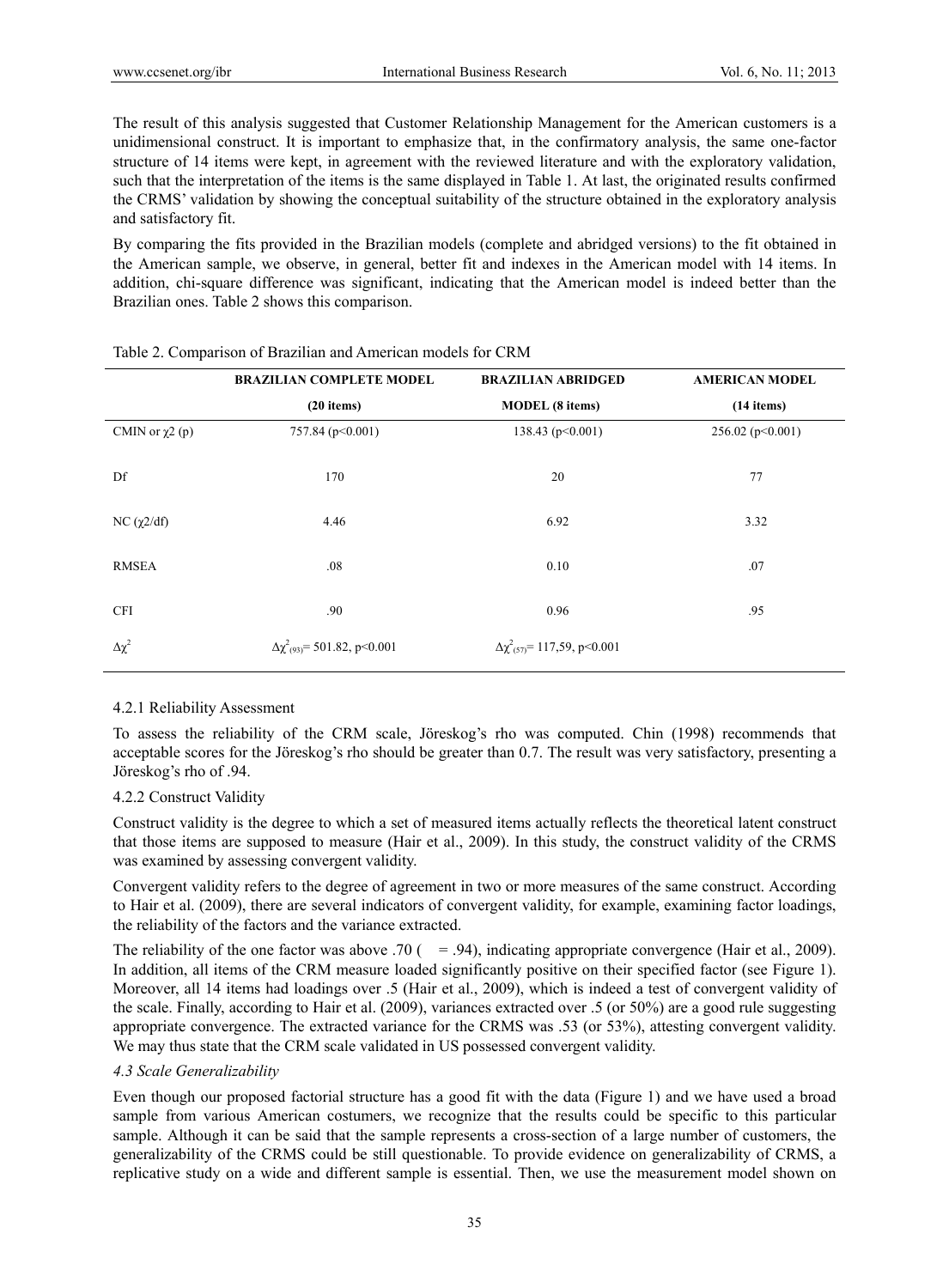The result of this analysis suggested that Customer Relationship Management for the American customers is a unidimensional construct. It is important to emphasize that, in the confirmatory analysis, the same one-factor structure of 14 items were kept, in agreement with the reviewed literature and with the exploratory validation, such that the interpretation of the items is the same displayed in Table 1. At last, the originated results confirmed the CRMS' validation by showing the conceptual suitability of the structure obtained in the exploratory analysis and satisfactory fit.

By comparing the fits provided in the Brazilian models (complete and abridged versions) to the fit obtained in the American sample, we observe, in general, better fit and indexes in the American model with 14 items. In addition, chi-square difference was significant, indicating that the American model is indeed better than the Brazilian ones. Table 2 shows this comparison.

Table 2. Comparison of Brazilian and American models for CRM

| | **BRAZILIAN COMPLETE MODEL (20 items)** | **BRAZILIAN ABRIDGED MODEL (8 items)** | **AMERICAN MODEL (14 items)** |
|---|---|---|---|
| CMIN or $\chi2$ (p) | 757.84 (p<0.001) | 138.43 (p<0.001) | 256.02 (p<0.001) |
| Df | 170 | 20 | 77 |
| NC ($\chi2$/df) | 4.46 | 6.92 | 3.32 |
| RMSEA | .08 | 0.10 | .07 |
| CFI | .90 | 0.96 | .95 |
| $\Delta\chi^2$ | $\Delta\chi^2_{(93)}$= 501.82, p<0.001 | $\Delta\chi^2_{(57)}$= 117,59, p<0.001 | |

#### 4.2.1 Reliability Assessment

To assess the reliability of the CRM scale, Jöreskog's rho was computed. Chin (1998) recommends that acceptable scores for the Jöreskog's rho should be greater than 0.7. The result was very satisfactory, presenting a Jöreskog's rho of .94.

#### 4.2.2 Construct Validity

Construct validity is the degree to which a set of measured items actually reflects the theoretical latent construct that those items are supposed to measure (Hair et al., 2009). In this study, the construct validity of the CRMS was examined by assessing convergent validity.

Convergent validity refers to the degree of agreement in two or more measures of the same construct. According to Hair et al. (2009), there are several indicators of convergent validity, for example, examining factor loadings, the reliability of the factors and the variance extracted.

The reliability of the one factor was above .70 ( = .94), indicating appropriate convergence (Hair et al., 2009). In addition, all items of the CRM measure loaded significantly positive on their specified factor (see Figure 1). Moreover, all 14 items had loadings over .5 (Hair et al., 2009), which is indeed a test of convergent validity of the scale. Finally, according to Hair et al. (2009), variances extracted over .5 (or 50%) are a good rule suggesting appropriate convergence. The extracted variance for the CRMS was .53 (or 53%), attesting convergent validity. We may thus state that the CRM scale validated in US possessed convergent validity.

### *4.3 Scale Generalizability*

Even though our proposed factorial structure has a good fit with the data (Figure 1) and we have used a broad sample from various American costumers, we recognize that the results could be specific to this particular sample. Although it can be said that the sample represents a cross-section of a large number of customers, the generalizability of the CRMS could be still questionable. To provide evidence on generalizability of CRMS, a replicative study on a wide and different sample is essential. Then, we use the measurement model shown on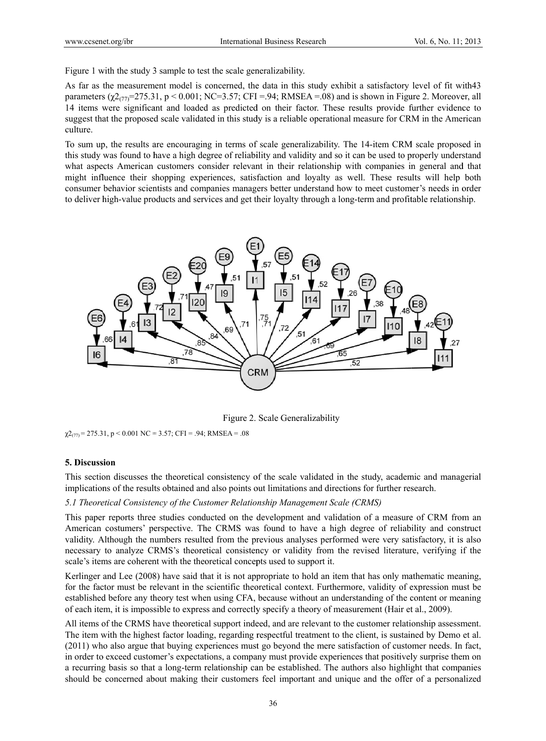Figure 1 with the study 3 sample to test the scale generalizability.

As far as the measurement model is concerned, the data in this study exhibit a satisfactory level of fit with43 parameters ($\chi2_{(77)}$=275.31, $p < 0.001$; NC=3.57; CFI =.94; RMSEA =.08) and is shown in Figure 2. Moreover, all 14 items were significant and loaded as predicted on their factor. These results provide further evidence to suggest that the proposed scale validated in this study is a reliable operational measure for CRM in the American culture.

To sum up, the results are encouraging in terms of scale generalizability. The 14-item CRM scale proposed in this study was found to have a high degree of reliability and validity and so it can be used to properly understand what aspects American customers consider relevant in their relationship with companies in general and that might influence their shopping experiences, satisfaction and loyalty as well. These results will help both consumer behavior scientists and companies managers better understand how to meet customer's needs in order to deliver high-value products and services and get their loyalty through a long-term and profitable relationship.

Figure 2. Scale Generalizability

$\chi2_{(77)}$ = 275.31, $p < 0.001$ NC = 3.57; CFI = .94; RMSEA = .08

## 5. Discussion

This section discusses the theoretical consistency of the scale validated in the study, academic and managerial implications of the results obtained and also points out limitations and directions for further research.

### *5.1 Theoretical Consistency of the Customer Relationship Management Scale (CRMS)*

This paper reports three studies conducted on the development and validation of a measure of CRM from an American costumers' perspective. The CRMS was found to have a high degree of reliability and construct validity. Although the numbers resulted from the previous analyses performed were very satisfactory, it is also necessary to analyze CRMS's theoretical consistency or validity from the revised literature, verifying if the scale's items are coherent with the theoretical concepts used to support it.

Kerlinger and Lee (2008) have said that it is not appropriate to hold an item that has only mathematic meaning, for the factor must be relevant in the scientific theoretical context. Furthermore, validity of expression must be established before any theory test when using CFA, because without an understanding of the content or meaning of each item, it is impossible to express and correctly specify a theory of measurement (Hair et al., 2009).

All items of the CRMS have theoretical support indeed, and are relevant to the customer relationship assessment. The item with the highest factor loading, regarding respectful treatment to the client, is sustained by Demo et al. (2011) who also argue that buying experiences must go beyond the mere satisfaction of customer needs. In fact, in order to exceed customer's expectations, a company must provide experiences that positively surprise them on a recurring basis so that a long-term relationship can be established. The authors also highlight that companies should be concerned about making their customers feel important and unique and the offer of a personalized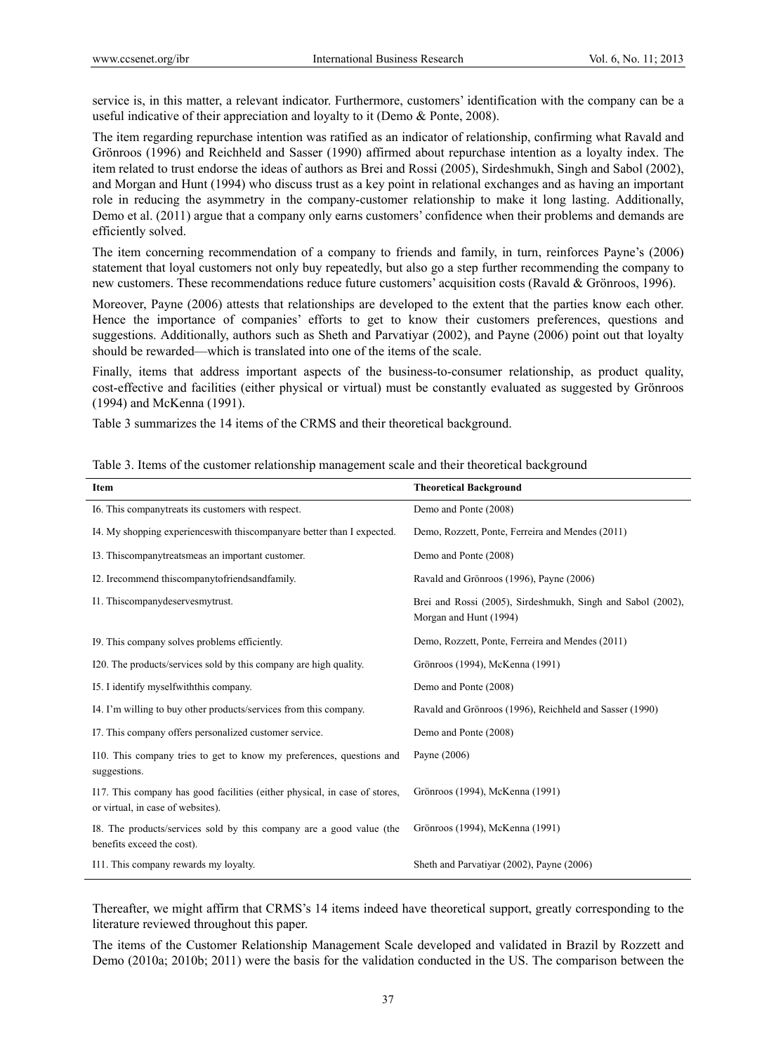service is, in this matter, a relevant indicator. Furthermore, customers' identification with the company can be a useful indicative of their appreciation and loyalty to it (Demo & Ponte, 2008).

The item regarding repurchase intention was ratified as an indicator of relationship, confirming what Ravald and Grönroos (1996) and Reichheld and Sasser (1990) affirmed about repurchase intention as a loyalty index. The item related to trust endorse the ideas of authors as Brei and Rossi (2005), Sirdeshmukh, Singh and Sabol (2002), and Morgan and Hunt (1994) who discuss trust as a key point in relational exchanges and as having an important role in reducing the asymmetry in the company-customer relationship to make it long lasting. Additionally, Demo et al. (2011) argue that a company only earns customers' confidence when their problems and demands are efficiently solved.

The item concerning recommendation of a company to friends and family, in turn, reinforces Payne's (2006) statement that loyal customers not only buy repeatedly, but also go a step further recommending the company to new customers. These recommendations reduce future customers' acquisition costs (Ravald & Grönroos, 1996).

Moreover, Payne (2006) attests that relationships are developed to the extent that the parties know each other. Hence the importance of companies' efforts to get to know their customers preferences, questions and suggestions. Additionally, authors such as Sheth and Parvatiyar (2002), and Payne (2006) point out that loyalty should be rewarded—which is translated into one of the items of the scale.

Finally, items that address important aspects of the business-to-consumer relationship, as product quality, cost-effective and facilities (either physical or virtual) must be constantly evaluated as suggested by Grönroos (1994) and McKenna (1991).

Table 3 summarizes the 14 items of the CRMS and their theoretical background.

Table 3. Items of the customer relationship management scale and their theoretical background

| Item | Theoretical Background |
|---|---|
| I6. This companytreats its customers with respect. | Demo and Ponte (2008) |
| I4. My shopping experienceswith thiscompanyare better than I expected. | Demo, Rozzett, Ponte, Ferreira and Mendes (2011) |
| I3. Thiscompanytreatsmeas an important customer. | Demo and Ponte (2008) |
| I2. Irecommend thiscompanytofriendsandfamily. | Ravald and Grönroos (1996), Payne (2006) |
| I1. Thiscompanydeservesmytrust. | Brei and Rossi (2005), Sirdeshmukh, Singh and Sabol (2002), Morgan and Hunt (1994) |
| I9. This company solves problems efficiently. | Demo, Rozzett, Ponte, Ferreira and Mendes (2011) |
| I20. The products/services sold by this company are high quality. | Grönroos (1994), McKenna (1991) |
| I5. I identify myselfwiththis company. | Demo and Ponte (2008) |
| I4. I'm willing to buy other products/services from this company. | Ravald and Grönroos (1996), Reichheld and Sasser (1990) |
| I7. This company offers personalized customer service. | Demo and Ponte (2008) |
| I10. This company tries to get to know my preferences, questions and suggestions. | Payne (2006) |
| I17. This company has good facilities (either physical, in case of stores, or virtual, in case of websites). | Grönroos (1994), McKenna (1991) |
| I8. The products/services sold by this company are a good value (the benefits exceed the cost). | Grönroos (1994), McKenna (1991) |
| I11. This company rewards my loyalty. | Sheth and Parvatiyar (2002), Payne (2006) |

Thereafter, we might affirm that CRMS's 14 items indeed have theoretical support, greatly corresponding to the literature reviewed throughout this paper.

The items of the Customer Relationship Management Scale developed and validated in Brazil by Rozzett and Demo (2010a; 2010b; 2011) were the basis for the validation conducted in the US. The comparison between the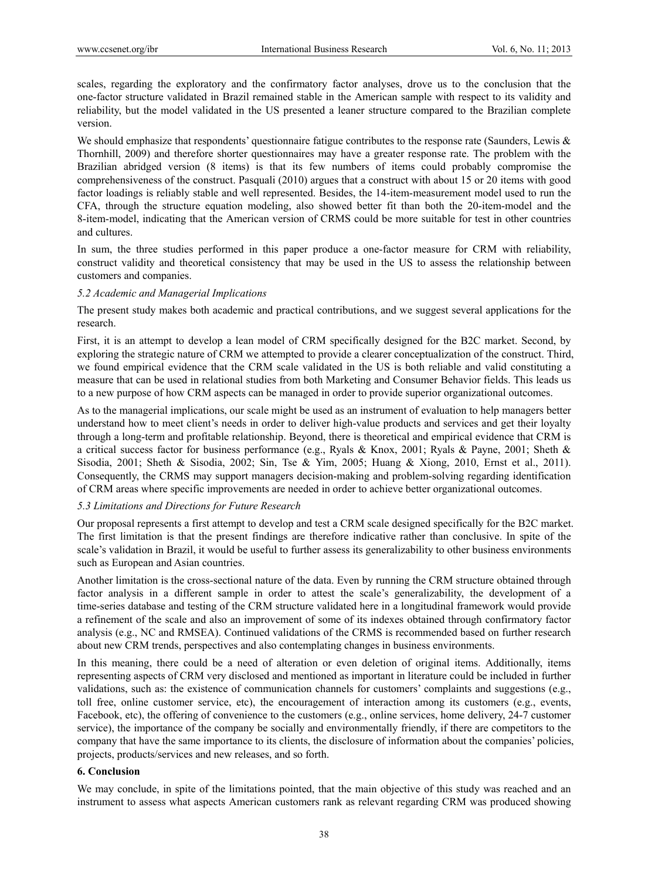scales, regarding the exploratory and the confirmatory factor analyses, drove us to the conclusion that the one-factor structure validated in Brazil remained stable in the American sample with respect to its validity and reliability, but the model validated in the US presented a leaner structure compared to the Brazilian complete version.

We should emphasize that respondents' questionnaire fatigue contributes to the response rate (Saunders, Lewis & Thornhill, 2009) and therefore shorter questionnaires may have a greater response rate. The problem with the Brazilian abridged version (8 items) is that its few numbers of items could probably compromise the comprehensiveness of the construct. Pasquali (2010) argues that a construct with about 15 or 20 items with good factor loadings is reliably stable and well represented. Besides, the 14-item-measurement model used to run the CFA, through the structure equation modeling, also showed better fit than both the 20-item-model and the 8-item-model, indicating that the American version of CRMS could be more suitable for test in other countries and cultures.

In sum, the three studies performed in this paper produce a one-factor measure for CRM with reliability, construct validity and theoretical consistency that may be used in the US to assess the relationship between customers and companies.

### *5.2 Academic and Managerial Implications*

The present study makes both academic and practical contributions, and we suggest several applications for the research.

First, it is an attempt to develop a lean model of CRM specifically designed for the B2C market. Second, by exploring the strategic nature of CRM we attempted to provide a clearer conceptualization of the construct. Third, we found empirical evidence that the CRM scale validated in the US is both reliable and valid constituting a measure that can be used in relational studies from both Marketing and Consumer Behavior fields. This leads us to a new purpose of how CRM aspects can be managed in order to provide superior organizational outcomes.

As to the managerial implications, our scale might be used as an instrument of evaluation to help managers better understand how to meet client's needs in order to deliver high-value products and services and get their loyalty through a long-term and profitable relationship. Beyond, there is theoretical and empirical evidence that CRM is a critical success factor for business performance (e.g., Ryals & Knox, 2001; Ryals & Payne, 2001; Sheth & Sisodia, 2001; Sheth & Sisodia, 2002; Sin, Tse & Yim, 2005; Huang & Xiong, 2010, Ernst et al., 2011). Consequently, the CRMS may support managers decision-making and problem-solving regarding identification of CRM areas where specific improvements are needed in order to achieve better organizational outcomes.

### *5.3 Limitations and Directions for Future Research*

Our proposal represents a first attempt to develop and test a CRM scale designed specifically for the B2C market. The first limitation is that the present findings are therefore indicative rather than conclusive. In spite of the scale's validation in Brazil, it would be useful to further assess its generalizability to other business environments such as European and Asian countries.

Another limitation is the cross-sectional nature of the data. Even by running the CRM structure obtained through factor analysis in a different sample in order to attest the scale's generalizability, the development of a time-series database and testing of the CRM structure validated here in a longitudinal framework would provide a refinement of the scale and also an improvement of some of its indexes obtained through confirmatory factor analysis (e.g., NC and RMSEA). Continued validations of the CRMS is recommended based on further research about new CRM trends, perspectives and also contemplating changes in business environments.

In this meaning, there could be a need of alteration or even deletion of original items. Additionally, items representing aspects of CRM very disclosed and mentioned as important in literature could be included in further validations, such as: the existence of communication channels for customers' complaints and suggestions (e.g., toll free, online customer service, etc), the encouragement of interaction among its customers (e.g., events, Facebook, etc), the offering of convenience to the customers (e.g., online services, home delivery, 24-7 customer service), the importance of the company be socially and environmentally friendly, if there are competitors to the company that have the same importance to its clients, the disclosure of information about the companies' policies, projects, products/services and new releases, and so forth.

## **6. Conclusion**

We may conclude, in spite of the limitations pointed, that the main objective of this study was reached and an instrument to assess what aspects American customers rank as relevant regarding CRM was produced showing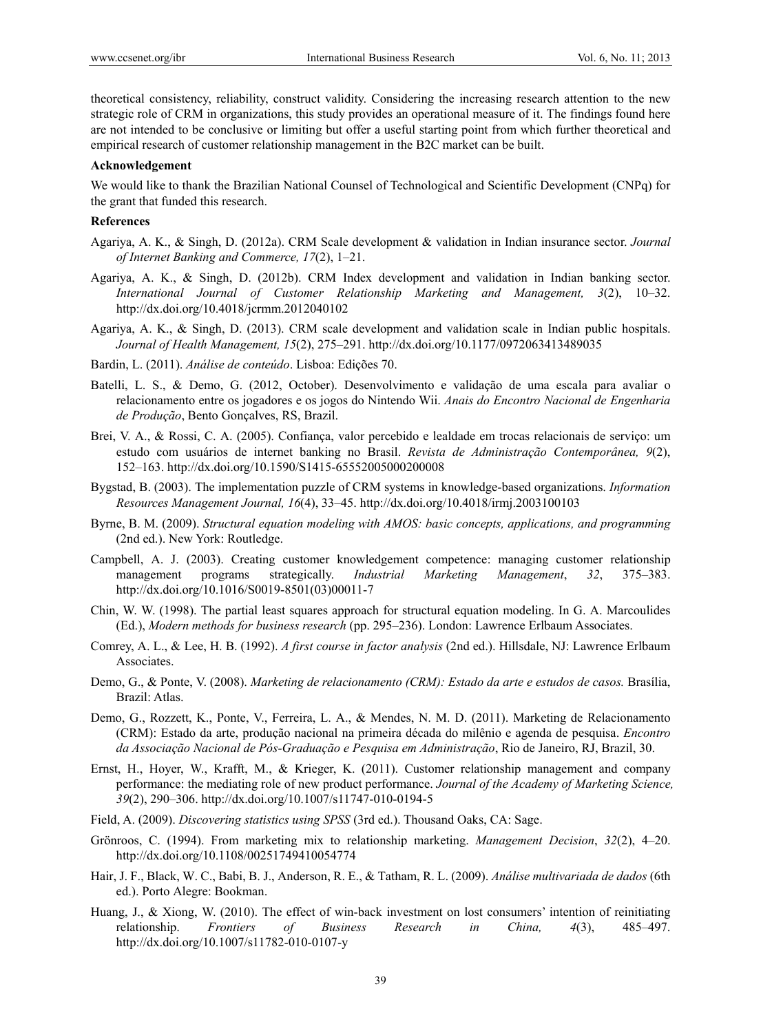theoretical consistency, reliability, construct validity. Considering the increasing research attention to the new strategic role of CRM in organizations, this study provides an operational measure of it. The findings found here are not intended to be conclusive or limiting but offer a useful starting point from which further theoretical and empirical research of customer relationship management in the B2C market can be built.

**Acknowledgement**

We would like to thank the Brazilian National Counsel of Technological and Scientific Development (CNPq) for the grant that funded this research.

**References**

Agariya, A. K., & Singh, D. (2012a). CRM Scale development & validation in Indian insurance sector. *Journal of Internet Banking and Commerce, 17*(2), 1–21.

Agariya, A. K., & Singh, D. (2012b). CRM Index development and validation in Indian banking sector. *International Journal of Customer Relationship Marketing and Management, 3*(2), 10–32. http://dx.doi.org/10.4018/jcrmm.2012040102

Agariya, A. K., & Singh, D. (2013). CRM scale development and validation scale in Indian public hospitals. *Journal of Health Management, 15*(2), 275–291. http://dx.doi.org/10.1177/0972063413489035

Bardin, L. (2011). *Análise de conteúdo*. Lisboa: Edições 70.

Batelli, L. S., & Demo, G. (2012, October). Desenvolvimento e validação de uma escala para avaliar o relacionamento entre os jogadores e os jogos do Nintendo Wii. *Anais do Encontro Nacional de Engenharia de Produção*, Bento Gonçalves, RS, Brazil.

Brei, V. A., & Rossi, C. A. (2005). Confiança, valor percebido e lealdade em trocas relacionais de serviço: um estudo com usuários de internet banking no Brasil. *Revista de Administração Contemporânea, 9*(2), 152–163. http://dx.doi.org/10.1590/S1415-65552005000200008

Bygstad, B. (2003). The implementation puzzle of CRM systems in knowledge-based organizations. *Information Resources Management Journal, 16*(4), 33–45. http://dx.doi.org/10.4018/irmj.2003100103

Byrne, B. M. (2009). *Structural equation modeling with AMOS: basic concepts, applications, and programming* (2nd ed.). New York: Routledge.

Campbell, A. J. (2003). Creating customer knowledgement competence: managing customer relationship management programs strategically. *Industrial Marketing Management*, *32*, 375–383. http://dx.doi.org/10.1016/S0019-8501(03)00011-7

Chin, W. W. (1998). The partial least squares approach for structural equation modeling. In G. A. Marcoulides (Ed.), *Modern methods for business research* (pp. 295–236). London: Lawrence Erlbaum Associates.

Comrey, A. L., & Lee, H. B. (1992). *A first course in factor analysis* (2nd ed.). Hillsdale, NJ: Lawrence Erlbaum Associates.

Demo, G., & Ponte, V. (2008). *Marketing de relacionamento (CRM): Estado da arte e estudos de casos.* Brasília, Brazil: Atlas.

Demo, G., Rozzett, K., Ponte, V., Ferreira, L. A., & Mendes, N. M. D. (2011). Marketing de Relacionamento (CRM): Estado da arte, produção nacional na primeira década do milênio e agenda de pesquisa. *Encontro da Associação Nacional de Pós-Graduação e Pesquisa em Administração*, Rio de Janeiro, RJ, Brazil, 30.

Ernst, H., Hoyer, W., Krafft, M., & Krieger, K. (2011). Customer relationship management and company performance: the mediating role of new product performance. *Journal of the Academy of Marketing Science, 39*(2), 290–306. http://dx.doi.org/10.1007/s11747-010-0194-5

Field, A. (2009). *Discovering statistics using SPSS* (3rd ed.). Thousand Oaks, CA: Sage.

Grönroos, C. (1994). From marketing mix to relationship marketing. *Management Decision*, *32*(2), 4–20. http://dx.doi.org/10.1108/00251749410054774

Hair, J. F., Black, W. C., Babi, B. J., Anderson, R. E., & Tatham, R. L. (2009). *Análise multivariada de dados* (6th ed.). Porto Alegre: Bookman.

Huang, J., & Xiong, W. (2010). The effect of win-back investment on lost consumers' intention of reinitiating relationship. *Frontiers of Business Research in China, 4*(3), 485–497. http://dx.doi.org/10.1007/s11782-010-0107-y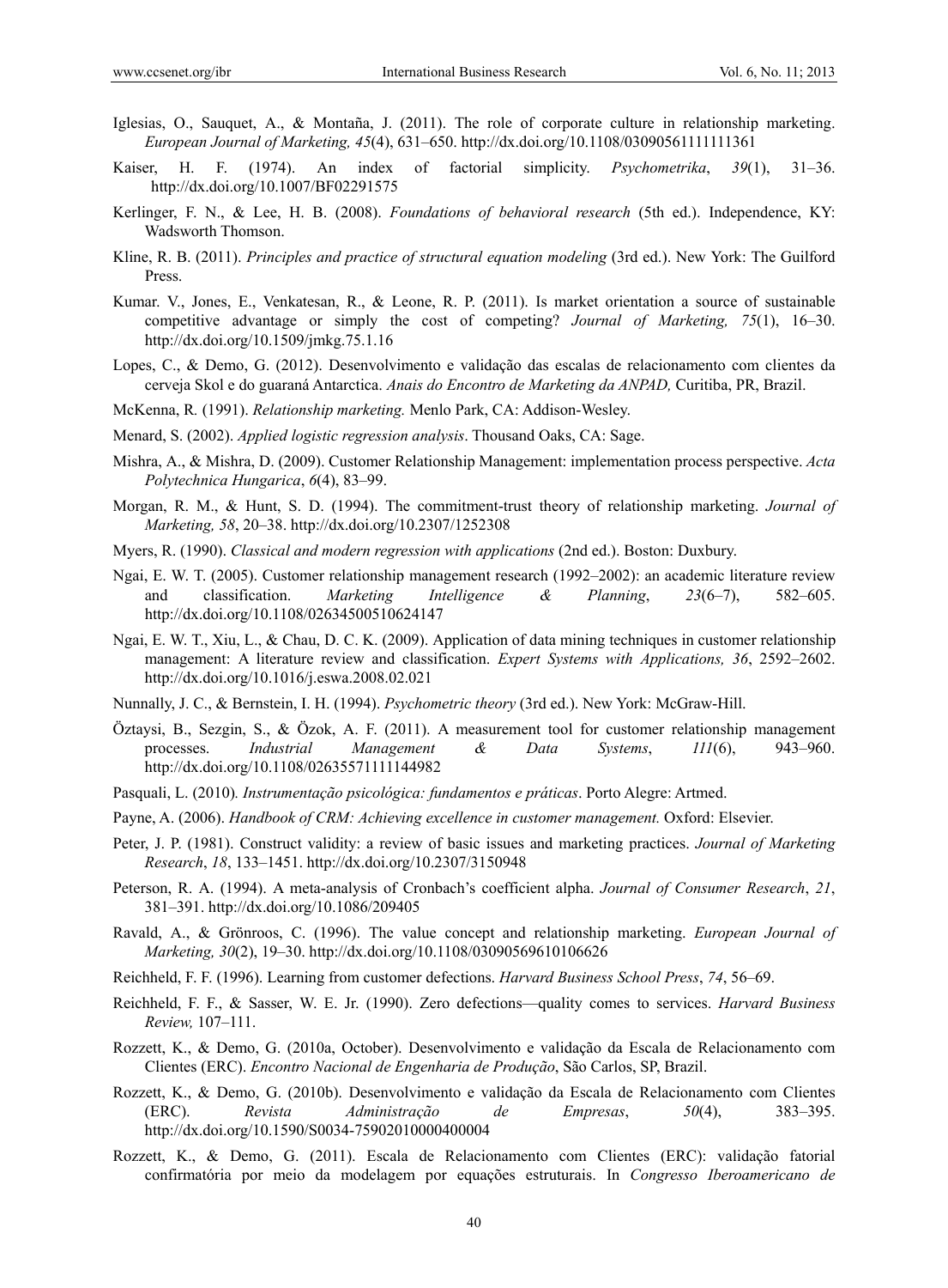Iglesias, O., Sauquet, A., & Montaña, J. (2011). The role of corporate culture in relationship marketing. *European Journal of Marketing, 45*(4), 631–650. http://dx.doi.org/10.1108/03090561111111361

Kaiser, H. F. (1974). An index of factorial simplicity. *Psychometrika*, *39*(1), 31–36. http://dx.doi.org/10.1007/BF02291575

Kerlinger, F. N., & Lee, H. B. (2008). *Foundations of behavioral research* (5th ed.). Independence, KY: Wadsworth Thomson.

Kline, R. B. (2011). *Principles and practice of structural equation modeling* (3rd ed.). New York: The Guilford Press.

Kumar. V., Jones, E., Venkatesan, R., & Leone, R. P. (2011). Is market orientation a source of sustainable competitive advantage or simply the cost of competing? *Journal of Marketing, 75*(1), 16–30. http://dx.doi.org/10.1509/jmkg.75.1.16

Lopes, C., & Demo, G. (2012). Desenvolvimento e validação das escalas de relacionamento com clientes da cerveja Skol e do guaraná Antarctica. *Anais do Encontro de Marketing da ANPAD,* Curitiba, PR, Brazil.

McKenna, R. (1991). *Relationship marketing.* Menlo Park, CA: Addison-Wesley.

Menard, S. (2002). *Applied logistic regression analysis*. Thousand Oaks, CA: Sage.

Mishra, A., & Mishra, D. (2009). Customer Relationship Management: implementation process perspective. *Acta Polytechnica Hungarica*, *6*(4), 83–99.

Morgan, R. M., & Hunt, S. D. (1994). The commitment-trust theory of relationship marketing. *Journal of Marketing, 58*, 20–38. http://dx.doi.org/10.2307/1252308

Myers, R. (1990). *Classical and modern regression with applications* (2nd ed.). Boston: Duxbury.

Ngai, E. W. T. (2005). Customer relationship management research (1992–2002): an academic literature review and classification. *Marketing Intelligence & Planning*, *23*(6–7), 582–605. http://dx.doi.org/10.1108/02634500510624147

Ngai, E. W. T., Xiu, L., & Chau, D. C. K. (2009). Application of data mining techniques in customer relationship management: A literature review and classification. *Expert Systems with Applications, 36*, 2592–2602. http://dx.doi.org/10.1016/j.eswa.2008.02.021

Nunnally, J. C., & Bernstein, I. H. (1994). *Psychometric theory* (3rd ed.). New York: McGraw-Hill.

Öztaysi, B., Sezgin, S., & Özok, A. F. (2011). A measurement tool for customer relationship management processes. *Industrial Management & Data Systems*, *111*(6), 943–960. http://dx.doi.org/10.1108/02635571111144982

Pasquali, L. (2010)*. Instrumentação psicológica: fundamentos e práticas*. Porto Alegre: Artmed.

Payne, A. (2006). *Handbook of CRM: Achieving excellence in customer management.* Oxford: Elsevier.

Peter, J. P. (1981). Construct validity: a review of basic issues and marketing practices. *Journal of Marketing Research*, *18*, 133–1451. http://dx.doi.org/10.2307/3150948

Peterson, R. A. (1994). A meta-analysis of Cronbach's coefficient alpha. *Journal of Consumer Research*, *21*, 381–391. http://dx.doi.org/10.1086/209405

Ravald, A., & Grönroos, C. (1996). The value concept and relationship marketing. *European Journal of Marketing, 30*(2), 19–30. http://dx.doi.org/10.1108/03090569610106626

Reichheld, F. F. (1996). Learning from customer defections. *Harvard Business School Press*, *74*, 56–69.

Reichheld, F. F., & Sasser, W. E. Jr. (1990). Zero defections—quality comes to services. *Harvard Business Review,* 107–111.

Rozzett, K., & Demo, G. (2010a, October). Desenvolvimento e validação da Escala de Relacionamento com Clientes (ERC). *Encontro Nacional de Engenharia de Produção*, São Carlos, SP, Brazil.

Rozzett, K., & Demo, G. (2010b). Desenvolvimento e validação da Escala de Relacionamento com Clientes (ERC). *Revista Administração de Empresas*, *50*(4), 383–395. http://dx.doi.org/10.1590/S0034-75902010000400004

Rozzett, K., & Demo, G. (2011). Escala de Relacionamento com Clientes (ERC): validação fatorial confirmatória por meio da modelagem por equações estruturais. In *Congresso Iberoamericano de*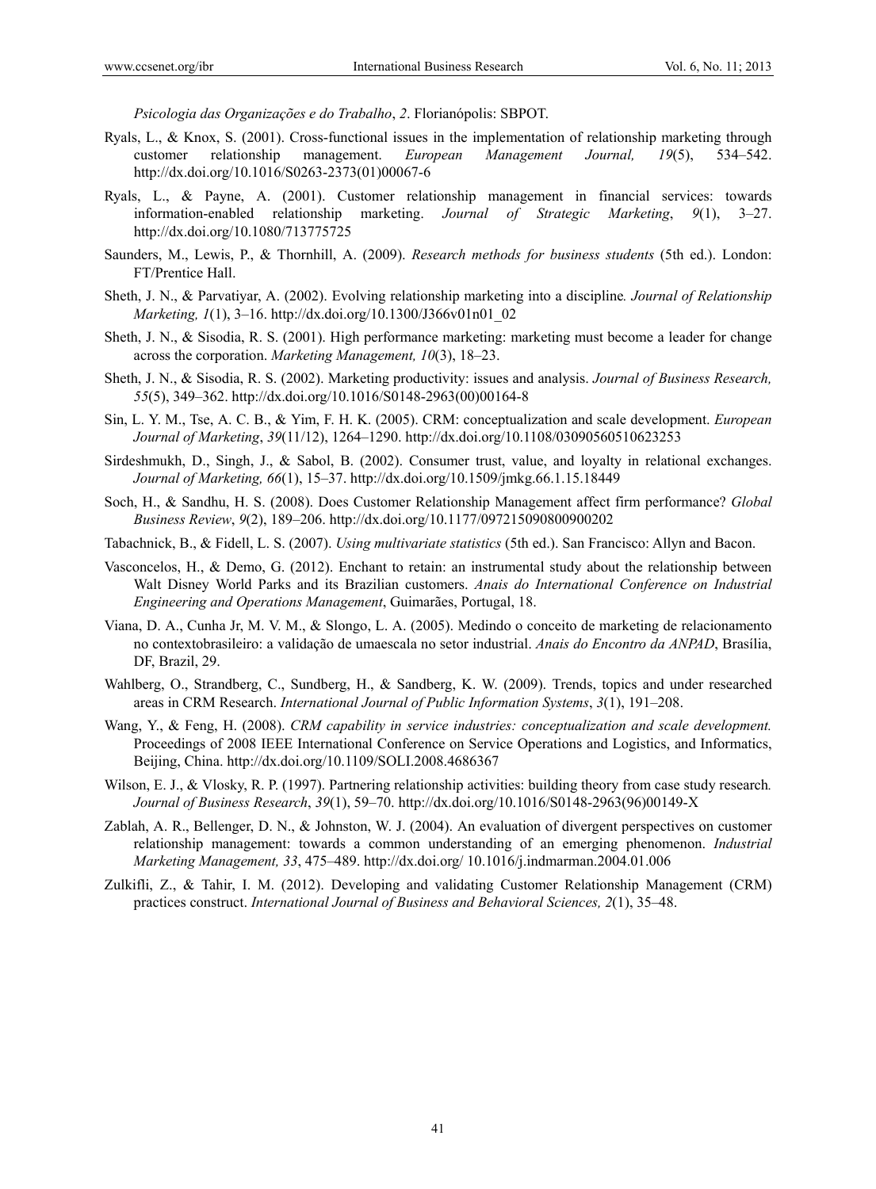*Psicologia das Organizações e do Trabalho*, *2*. Florianópolis: SBPOT.

Ryals, L., & Knox, S. (2001). Cross-functional issues in the implementation of relationship marketing through customer relationship management. *European Management Journal, 19*(5), 534–542. http://dx.doi.org/10.1016/S0263-2373(01)00067-6

Ryals, L., & Payne, A. (2001). Customer relationship management in financial services: towards information-enabled relationship marketing. *Journal of Strategic Marketing*, *9*(1), 3–27. http://dx.doi.org/10.1080/713775725

Saunders, M., Lewis, P., & Thornhill, A. (2009). *Research methods for business students* (5th ed.). London: FT/Prentice Hall.

Sheth, J. N., & Parvatiyar, A. (2002). Evolving relationship marketing into a discipline*. Journal of Relationship Marketing, 1*(1), 3–16. http://dx.doi.org/10.1300/J366v01n01_02

Sheth, J. N., & Sisodia, R. S. (2001). High performance marketing: marketing must become a leader for change across the corporation. *Marketing Management, 10*(3), 18–23.

Sheth, J. N., & Sisodia, R. S. (2002). Marketing productivity: issues and analysis. *Journal of Business Research, 55*(5), 349–362. http://dx.doi.org/10.1016/S0148-2963(00)00164-8

Sin, L. Y. M., Tse, A. C. B., & Yim, F. H. K. (2005). CRM: conceptualization and scale development. *European Journal of Marketing*, *39*(11/12), 1264–1290. http://dx.doi.org/10.1108/03090560510623253

Sirdeshmukh, D., Singh, J., & Sabol, B. (2002). Consumer trust, value, and loyalty in relational exchanges. *Journal of Marketing, 66*(1), 15–37. http://dx.doi.org/10.1509/jmkg.66.1.15.18449

Soch, H., & Sandhu, H. S. (2008). Does Customer Relationship Management affect firm performance? *Global Business Review*, *9*(2), 189–206. http://dx.doi.org/10.1177/097215090800900202

Tabachnick, B., & Fidell, L. S. (2007). *Using multivariate statistics* (5th ed.). San Francisco: Allyn and Bacon.

Vasconcelos, H., & Demo, G. (2012). Enchant to retain: an instrumental study about the relationship between Walt Disney World Parks and its Brazilian customers. *Anais do International Conference on Industrial Engineering and Operations Management*, Guimarães, Portugal, 18.

Viana, D. A., Cunha Jr, M. V. M., & Slongo, L. A. (2005). Medindo o conceito de marketing de relacionamento no contextobrasileiro: a validação de umaescala no setor industrial. *Anais do Encontro da ANPAD*, Brasília, DF, Brazil, 29.

Wahlberg, O., Strandberg, C., Sundberg, H., & Sandberg, K. W. (2009). Trends, topics and under researched areas in CRM Research. *International Journal of Public Information Systems*, *3*(1), 191–208.

Wang, Y., & Feng, H. (2008). *CRM capability in service industries: conceptualization and scale development.* Proceedings of 2008 IEEE International Conference on Service Operations and Logistics, and Informatics, Beijing, China. http://dx.doi.org/10.1109/SOLI.2008.4686367

Wilson, E. J., & Vlosky, R. P. (1997). Partnering relationship activities: building theory from case study research*. Journal of Business Research*, *39*(1), 59–70. http://dx.doi.org/10.1016/S0148-2963(96)00149-X

Zablah, A. R., Bellenger, D. N., & Johnston, W. J. (2004). An evaluation of divergent perspectives on customer relationship management: towards a common understanding of an emerging phenomenon. *Industrial Marketing Management, 33*, 475–489. http://dx.doi.org/ 10.1016/j.indmarman.2004.01.006

Zulkifli, Z., & Tahir, I. M. (2012). Developing and validating Customer Relationship Management (CRM) practices construct. *International Journal of Business and Behavioral Sciences, 2*(1), 35–48.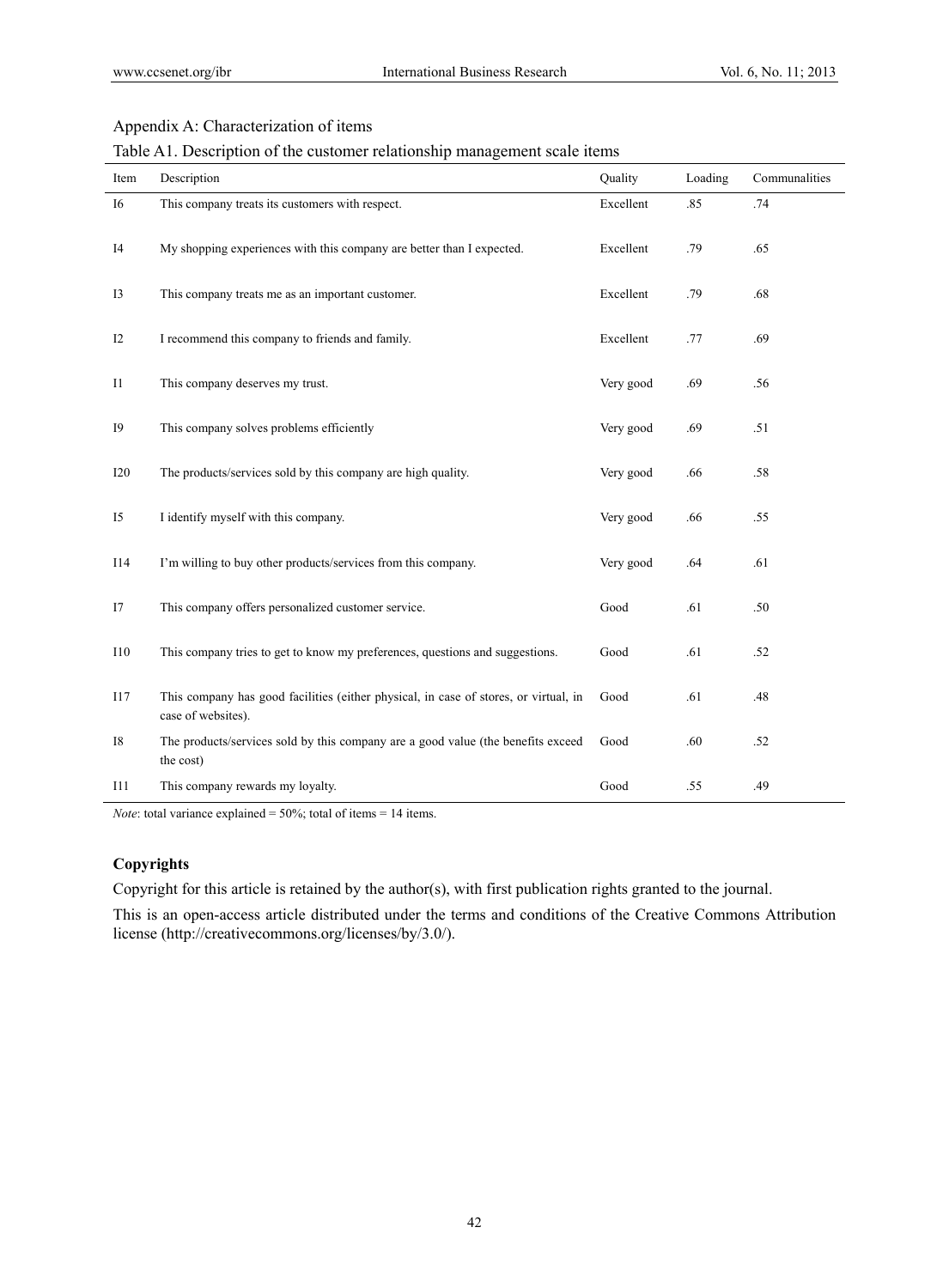## Appendix A: Characterization of items

Table A1. Description of the customer relationship management scale items

| Item | Description | Quality | Loading | Communalities |
|---|---|---|---|---|
| I6 | This company treats its customers with respect. | Excellent | .85 | .74 |
| I4 | My shopping experiences with this company are better than I expected. | Excellent | .79 | .65 |
| I3 | This company treats me as an important customer. | Excellent | .79 | .68 |
| I2 | I recommend this company to friends and family. | Excellent | .77 | .69 |
| I1 | This company deserves my trust. | Very good | .69 | .56 |
| I9 | This company solves problems efficiently | Very good | .69 | .51 |
| I20 | The products/services sold by this company are high quality. | Very good | .66 | .58 |
| I5 | I identify myself with this company. | Very good | .66 | .55 |
| I14 | I'm willing to buy other products/services from this company. | Very good | .64 | .61 |
| I7 | This company offers personalized customer service. | Good | .61 | .50 |
| I10 | This company tries to get to know my preferences, questions and suggestions. | Good | .61 | .52 |
| I17 | This company has good facilities (either physical, in case of stores, or virtual, in case of websites). | Good | .61 | .48 |
| I8 | The products/services sold by this company are a good value (the benefits exceed the cost) | Good | .60 | .52 |
| I11 | This company rewards my loyalty. | Good | .55 | .49 |

*Note*: total variance explained = 50%; total of items = 14 items.

### Copyrights

Copyright for this article is retained by the author(s), with first publication rights granted to the journal.

This is an open-access article distributed under the terms and conditions of the Creative Commons Attribution license (http://creativecommons.org/licenses/by/3.0/).